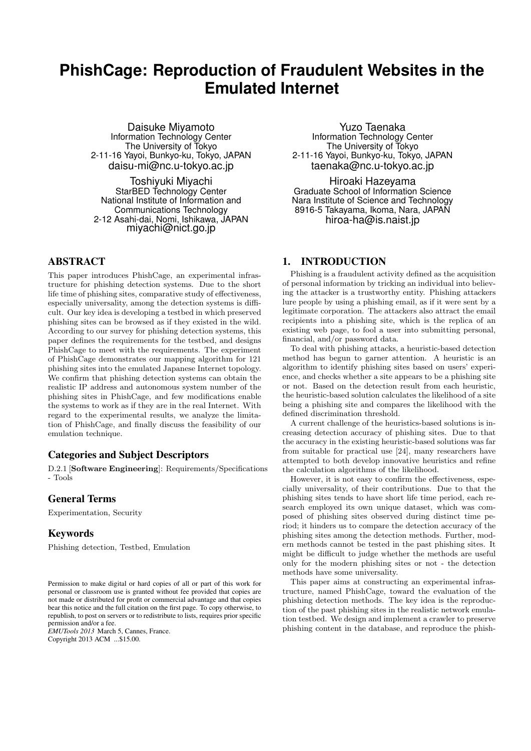# PhishCage: Reproduction of Fraudulent Websites in the Emulated Internet

Daisuke Miyamoto
Information Technology Center
The University of Tokyo
2-11-16 Yayoi, Bunkyo-ku, Tokyo, JAPAN
daisu-mi@nc.u-tokyo.ac.jp

Yuzo Taenaka
Information Technology Center
The University of Tokyo
2-11-16 Yayoi, Bunkyo-ku, Tokyo, JAPAN
taenaka@nc.u-tokyo.ac.jp

Toshiyuki Miyachi
StarBED Technology Center
National Institute of Information and Communications Technology
2-12 Asahi-dai, Nomi, Ishikawa, JAPAN
miyachi@nict.go.jp

Hiroaki Hazeyama
Graduate School of Information Science
Nara Institute of Science and Technology
8916-5 Takayama, Ikoma, Nara, JAPAN
hiroa-ha@is.naist.jp

## ABSTRACT

This paper introduces PhishCage, an experimental infrastructure for phishing detection systems. Due to the short life time of phishing sites, comparative study of effectiveness, especially universality, among the detection systems is difficult. Our key idea is developing a testbed in which preserved phishing sites can be browsed as if they existed in the wild. According to our survey for phishing detection systems, this paper defines the requirements for the testbed, and designs PhishCage to meet with the requirements. The experiment of PhishCage demonstrates our mapping algorithm for 121 phishing sites into the emulated Japanese Internet topology. We confirm that phishing detection systems can obtain the realistic IP address and autonomous system number of the phishing sites in PhishCage, and few modifications enable the systems to work as if they are in the real Internet. With regard to the experimental results, we analyze the limitation of PhishCage, and finally discuss the feasibility of our emulation technique.

### Categories and Subject Descriptors

D.2.1 [**Software Engineering**]: Requirements/Specifications - Tools

### General Terms

Experimentation, Security

### Keywords

Phishing detection, Testbed, Emulation

Permission to make digital or hard copies of all or part of this work for personal or classroom use is granted without fee provided that copies are not made or distributed for profit or commercial advantage and that copies bear this notice and the full citation on the first page. To copy otherwise, to republish, to post on servers or to redistribute to lists, requires prior specific permission and/or a fee.
*EMUTools 2013* March 5, Cannes, France.
Copyright 2013 ACM ...$15.00.

## 1. INTRODUCTION

Phishing is a fraudulent activity defined as the acquisition of personal information by tricking an individual into believing the attacker is a trustworthy entity. Phishing attackers lure people by using a phishing email, as if it were sent by a legitimate corporation. The attackers also attract the email recipients into a phishing site, which is the replica of an existing web page, to fool a user into submitting personal, financial, and/or password data.

To deal with phishing attacks, a heuristic-based detection method has begun to garner attention. A heuristic is an algorithm to identify phishing sites based on users' experience, and checks whether a site appears to be a phishing site or not. Based on the detection result from each heuristic, the heuristic-based solution calculates the likelihood of a site being a phishing site and compares the likelihood with the defined discrimination threshold.

A current challenge of the heuristics-based solutions is increasing detection accuracy of phishing sites. Due to that the accuracy in the existing heuristic-based solutions was far from suitable for practical use [24], many researchers have attempted to both develop innovative heuristics and refine the calculation algorithms of the likelihood.

However, it is not easy to confirm the effectiveness, especially universality, of their contributions. Due to that the phishing sites tends to have short life time period, each research employed its own unique dataset, which was composed of phishing sites observed during distinct time period; it hinders us to compare the detection accuracy of the phishing sites among the detection methods. Further, modern methods cannot be tested in the past phishing sites. It might be difficult to judge whether the methods are useful only for the modern phishing sites or not - the detection methods have some universality.

This paper aims at constructing an experimental infrastructure, named PhishCage, toward the evaluation of the phishing detection methods. The key idea is the reproduction of the past phishing sites in the realistic network emulation testbed. We design and implement a crawler to preserve phishing content in the database, and reproduce the phish-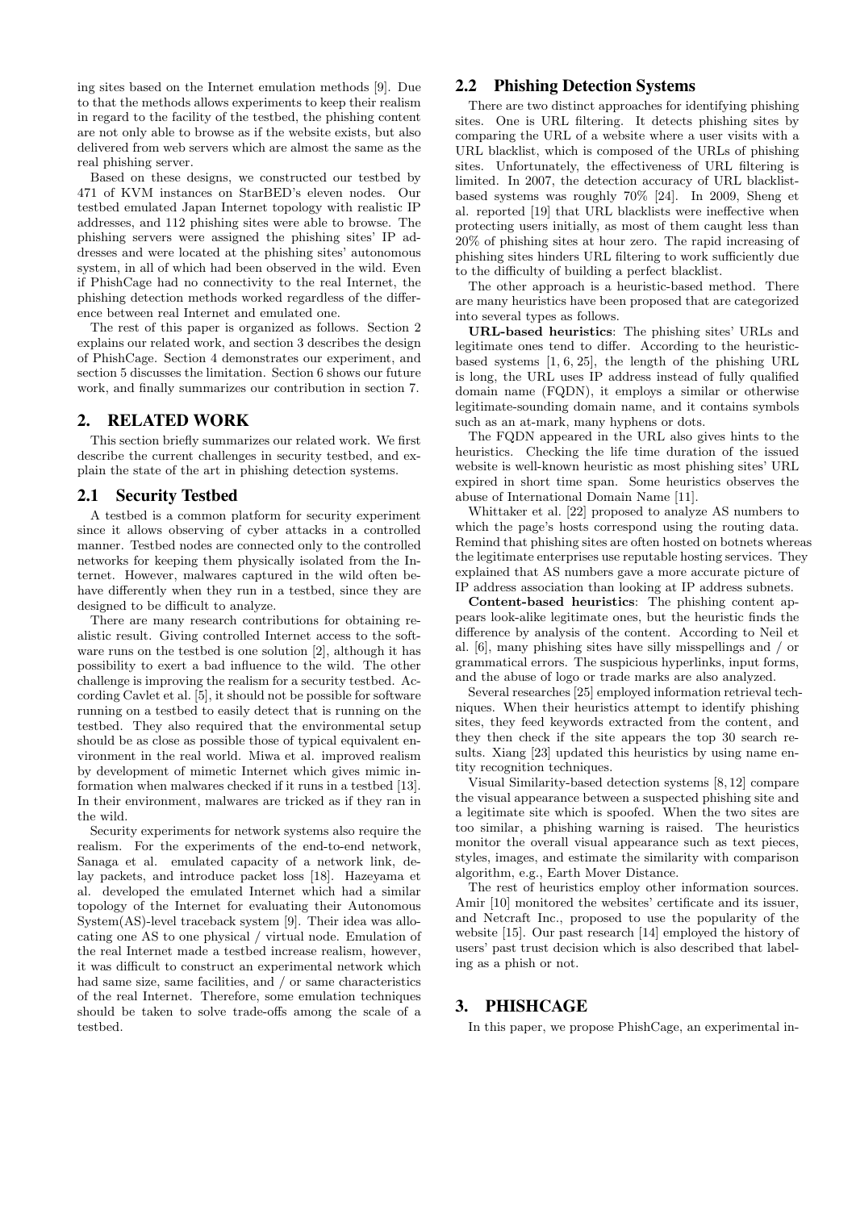ing sites based on the Internet emulation methods [9]. Due to that the methods allows experiments to keep their realism in regard to the facility of the testbed, the phishing content are not only able to browse as if the website exists, but also delivered from web servers which are almost the same as the real phishing server.

Based on these designs, we constructed our testbed by 471 of KVM instances on StarBED's eleven nodes. Our testbed emulated Japan Internet topology with realistic IP addresses, and 112 phishing sites were able to browse. The phishing servers were assigned the phishing sites' IP addresses and were located at the phishing sites' autonomous system, in all of which had been observed in the wild. Even if PhishCage had no connectivity to the real Internet, the phishing detection methods worked regardless of the difference between real Internet and emulated one.

The rest of this paper is organized as follows. Section 2 explains our related work, and section 3 describes the design of PhishCage. Section 4 demonstrates our experiment, and section 5 discusses the limitation. Section 6 shows our future work, and finally summarizes our contribution in section 7.

## 2. RELATED WORK

This section briefly summarizes our related work. We first describe the current challenges in security testbed, and explain the state of the art in phishing detection systems.

### 2.1 Security Testbed

A testbed is a common platform for security experiment since it allows observing of cyber attacks in a controlled manner. Testbed nodes are connected only to the controlled networks for keeping them physically isolated from the Internet. However, malwares captured in the wild often behave differently when they run in a testbed, since they are designed to be difficult to analyze.

There are many research contributions for obtaining realistic result. Giving controlled Internet access to the software runs on the testbed is one solution [2], although it has possibility to exert a bad influence to the wild. The other challenge is improving the realism for a security testbed. According Cavlet et al. [5], it should not be possible for software running on a testbed to easily detect that is running on the testbed. They also required that the environmental setup should be as close as possible those of typical equivalent environment in the real world. Miwa et al. improved realism by development of mimetic Internet which gives mimic information when malwares checked if it runs in a testbed [13]. In their environment, malwares are tricked as if they ran in the wild.

Security experiments for network systems also require the realism. For the experiments of the end-to-end network, Sanaga et al. emulated capacity of a network link, delay packets, and introduce packet loss [18]. Hazeyama et al. developed the emulated Internet which had a similar topology of the Internet for evaluating their Autonomous System(AS)-level traceback system [9]. Their idea was allocating one AS to one physical / virtual node. Emulation of the real Internet made a testbed increase realism, however, it was difficult to construct an experimental network which had same size, same facilities, and / or same characteristics of the real Internet. Therefore, some emulation techniques should be taken to solve trade-offs among the scale of a testbed.

### 2.2 Phishing Detection Systems

There are two distinct approaches for identifying phishing sites. One is URL filtering. It detects phishing sites by comparing the URL of a website where a user visits with a URL blacklist, which is composed of the URLs of phishing sites. Unfortunately, the effectiveness of URL filtering is limited. In 2007, the detection accuracy of URL blacklist-based systems was roughly 70% [24]. In 2009, Sheng et al. reported [19] that URL blacklists were ineffective when protecting users initially, as most of them caught less than 20% of phishing sites at hour zero. The rapid increasing of phishing sites hinders URL filtering to work sufficiently due to the difficulty of building a perfect blacklist.

The other approach is a heuristic-based method. There are many heuristics have been proposed that are categorized into several types as follows.

**URL-based heuristics**: The phishing sites' URLs and legitimate ones tend to differ. According to the heuristic-based systems [1, 6, 25], the length of the phishing URL is long, the URL uses IP address instead of fully qualified domain name (FQDN), it employs a similar or otherwise legitimate-sounding domain name, and it contains symbols such as an at-mark, many hyphens or dots.

The FQDN appeared in the URL also gives hints to the heuristics. Checking the life time duration of the issued website is well-known heuristic as most phishing sites' URL expired in short time span. Some heuristics observes the abuse of International Domain Name [11].

Whittaker et al. [22] proposed to analyze AS numbers to which the page's hosts correspond using the routing data. Remind that phishing sites are often hosted on botnets whereas the legitimate enterprises use reputable hosting services. They explained that AS numbers gave a more accurate picture of IP address association than looking at IP address subnets.

**Content-based heuristics**: The phishing content appears look-alike legitimate ones, but the heuristic finds the difference by analysis of the content. According to Neil et al. [6], many phishing sites have silly misspellings and / or grammatical errors. The suspicious hyperlinks, input forms, and the abuse of logo or trade marks are also analyzed.

Several researches [25] employed information retrieval techniques. When their heuristics attempt to identify phishing sites, they feed keywords extracted from the content, and they then check if the site appears the top 30 search results. Xiang [23] updated this heuristics by using name entity recognition techniques.

Visual Similarity-based detection systems [8, 12] compare the visual appearance between a suspected phishing site and a legitimate site which is spoofed. When the two sites are too similar, a phishing warning is raised. The heuristics monitor the overall visual appearance such as text pieces, styles, images, and estimate the similarity with comparison algorithm, e.g., Earth Mover Distance.

The rest of heuristics employ other information sources. Amir [10] monitored the websites' certificate and its issuer, and Netcraft Inc., proposed to use the popularity of the website [15]. Our past research [14] employed the history of users' past trust decision which is also described that labeling as a phish or not.

## 3. PHISHCAGE

In this paper, we propose PhishCage, an experimental in-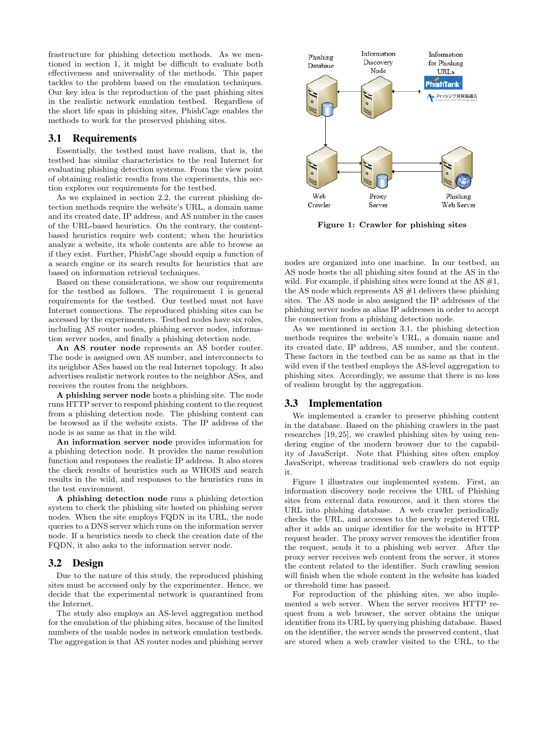frastructure for phishing detection methods. As we mentioned in section 1, it might be difficult to evaluate both effectiveness and universality of the methods. This paper tackles to the problem based on the emulation techniques. Our key idea is the reproduction of the past phishing sites in the realistic network emulation testbed. Regardless of the short life span in phishing sites, PhishCage enables the methods to work for the preserved phishing sites.

## 3.1 Requirements

Essentially, the testbed must have realism, that is, the testbed has similar characteristics to the real Internet for evaluating phishing detection systems. From the view point of obtaining realistic results from the experiments, this section explores our requirements for the testbed.

As we explained in section 2.2, the current phishing detection methods require the website's URL, a domain name and its created date, IP address, and AS number in the cases of the URL-based heuristics. On the contrary, the content-based heuristics require web content; when the heuristics analyze a website, its whole contents are able to browse as if they exist. Further, PhishCage should equip a function of a search engine or its search results for heuristics that are based on information retrieval techniques.

Based on these considerations, we show our requirements for the testbed as follows. The requirement 1 is general requirements for the testbed. Our testbed must not have Internet connections. The reproduced phishing sites can be accessed by the experimenters. Testbed nodes have six roles, including AS router nodes, phishing server nodes, information server nodes, and finally a phishing detection node.

**An AS router node** represents an AS border router. The node is assigned own AS number, and interconnects to its neighbor ASes based on the real Internet topology. It also advertises realistic network routes to the neighbor ASes, and receives the routes from the neighbors.

**A phishing server node** hosts a phishing site. The node runs HTTP server to respond phishing content to the request from a phishing detection node. The phishing content can be browsed as if the website exists. The IP address of the node is as same as that in the wild.

**An information server node** provides information for a phishing detection node. It provides the name resolution function and responses the realistic IP address. It also stores the check results of heuristics such as WHOIS and search results in the wild, and responses to the heuristics runs in the test environment.

**A phishing detection node** runs a phishing detection system to check the phishing site hosted on phishing server nodes. When the site employs FQDN in its URL, the node queries to a DNS server which runs on the information server node. If a heuristics needs to check the creation date of the FQDN, it also asks to the information server node.

## 3.2 Design

Due to the nature of this study, the reproduced phishing sites must be accessed only by the experimenter. Hence, we decide that the experimental network is quarantined from the Internet.

The study also employs an AS-level aggregation method for the emulation of the phishing sites, because of the limited numbers of the usable nodes in network emulation testbeds. The aggregation is that AS router nodes and phishing server nodes are organized into one machine. In our testbed, an AS node hosts the all phishing sites found at the AS in the wild. For example, if phishing sites were found at the AS #1, the AS node which represents AS #1 delivers these phishing sites. The AS node is also assigned the IP addresses of the phishing server nodes as alias IP addresses in order to accept the connection from a phishing detection node.

As we mentioned in section 3.1, the phishing detection methods requires the website's URL, a domain name and its created date, IP address, AS number, and the content. These factors in the testbed can be as same as that in the wild even if the testbed employs the AS-level aggregation to phishing sites. Accordingly, we assume that there is no loss of realism brought by the aggregation.

Phishing Database | Information Discovery Node | Information for Phishing URLs | PhishTank | フィッシング対策協議会 Council of Anti-Phishing Japan | Web Crawler | Proxy Server | Phishing Web Server

**Figure 1: Crawler for phishing sites**

## 3.3 Implementation

We implemented a crawler to preserve phishing content in the database. Based on the phishing crawlers in the past researches [19, 25], we crawled phishing sites by using rendering engine of the modern browser due to the capability of JavaScript. Note that Phishing sites often employ JavaScript, whereas traditional web crawlers do not equip it.

Figure 1 illustrates our implemented system. First, an information discovery node receives the URL of Phishing sites from external data resources, and it then stores the URL into phishing database. A web crawler periodically checks the URL, and accesses to the newly registered URL after it adds an unique identifier for the website in HTTP request header. The proxy server removes the identifier from the request, sends it to a phishing web server. After the proxy server receives web content from the server, it stores the content related to the identifier. Such crawling session will finish when the whole content in the website has loaded or threshold time has passed.

For reproduction of the phishing sites, we also implemented a web server. When the server receives HTTP request from a web browser, the server obtains the unique identifier from its URL by querying phishing database. Based on the identifier, the server sends the preserved content, that are stored when a web crawler visited to the URL, to the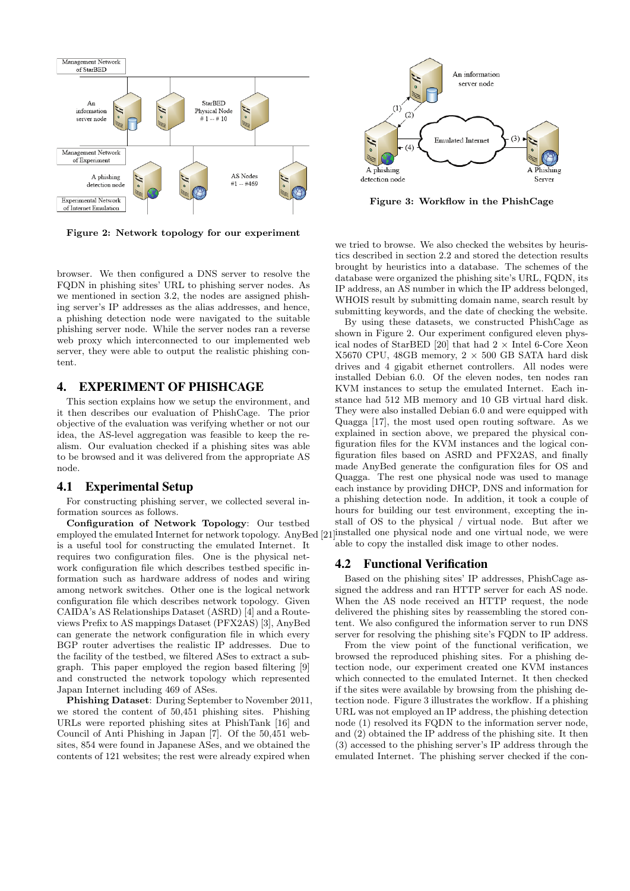Figure 2: Network topology for our experiment

Figure 3: Workflow in the PhishCage

browser. We then configured a DNS server to resolve the FQDN in phishing sites' URL to phishing server nodes. As we mentioned in section 3.2, the nodes are assigned phishing server's IP addresses as the alias addresses, and hence, a phishing detection node were navigated to the suitable phishing server node. While the server nodes ran a reverse web proxy which interconnected to our implemented web server, they were able to output the realistic phishing content.

## 4. EXPERIMENT OF PHISHCAGE

This section explains how we setup the environment, and it then describes our evaluation of PhishCage. The prior objective of the evaluation was verifying whether or not our idea, the AS-level aggregation was feasible to keep the realism. Our evaluation checked if a phishing sites was able to be browsed and it was delivered from the appropriate AS node.

### 4.1 Experimental Setup

For constructing phishing server, we collected several information sources as follows.

**Configuration of Network Topology**: Our testbed employed the emulated Internet for network topology. AnyBed [21] is a useful tool for constructing the emulated Internet. It requires two configuration files. One is the physical network configuration file which describes testbed specific information such as hardware address of nodes and wiring among network switches. Other one is the logical network configuration file which describes network topology. Given CAIDA's AS Relationships Dataset (ASRD) [4] and a Routeviews Prefix to AS mappings Dataset (PFX2AS) [3], AnyBed can generate the network configuration file in which every BGP router advertises the realistic IP addresses. Due to the facility of the testbed, we filtered ASes to extract a subgraph. This paper employed the region based filtering [9] and constructed the network topology which represented Japan Internet including 469 of ASes.

**Phishing Dataset**: During September to November 2011, we stored the content of 50,451 phishing sites. Phishing URLs were reported phishing sites at PhishTank [16] and Council of Anti Phishing in Japan [7]. Of the 50,451 websites, 854 were found in Japanese ASes, and we obtained the contents of 121 websites; the rest were already expired when we tried to browse. We also checked the websites by heuristics described in section 2.2 and stored the detection results brought by heuristics into a database. The schemes of the database were organized the phishing site's URL, FQDN, its IP address, an AS number in which the IP address belonged, WHOIS result by submitting domain name, search result by submitting keywords, and the date of checking the website.

By using these datasets, we constructed PhishCage as shown in Figure 2. Our experiment configured eleven physical nodes of StarBED [20] that had 2 × Intel 6-Core Xeon X5670 CPU, 48GB memory, 2 × 500 GB SATA hard disk drives and 4 gigabit ethernet controllers. All nodes were installed Debian 6.0. Of the eleven nodes, ten nodes ran KVM instances to setup the emulated Internet. Each instance had 512 MB memory and 10 GB virtual hard disk. They were also installed Debian 6.0 and were equipped with Quagga [17], the most used open routing software. As we explained in section above, we prepared the physical configuration files for the KVM instances and the logical configuration files based on ASRD and PFX2AS, and finally made AnyBed generate the configuration files for OS and Quagga. The rest one physical node was used to manage each instance by providing DHCP, DNS and information for a phishing detection node. In addition, it took a couple of hours for building our test environment, excepting the install of OS to the physical / virtual node. But after we installed one physical node and one virtual node, we were able to copy the installed disk image to other nodes.

### 4.2 Functional Verification

Based on the phishing sites' IP addresses, PhishCage assigned the address and ran HTTP server for each AS node. When the AS node received an HTTP request, the node delivered the phishing sites by reassembling the stored content. We also configured the information server to run DNS server for resolving the phishing site's FQDN to IP address.

From the view point of the functional verification, we browsed the reproduced phishing sites. For a phishing detection node, our experiment created one KVM instances which connected to the emulated Internet. It then checked if the sites were available by browsing from the phishing detection node. Figure 3 illustrates the workflow. If a phishing URL was not employed an IP address, the phishing detection node (1) resolved its FQDN to the information server node, and (2) obtained the IP address of the phishing site. It then (3) accessed to the phishing server's IP address through the emulated Internet. The phishing server checked if the con-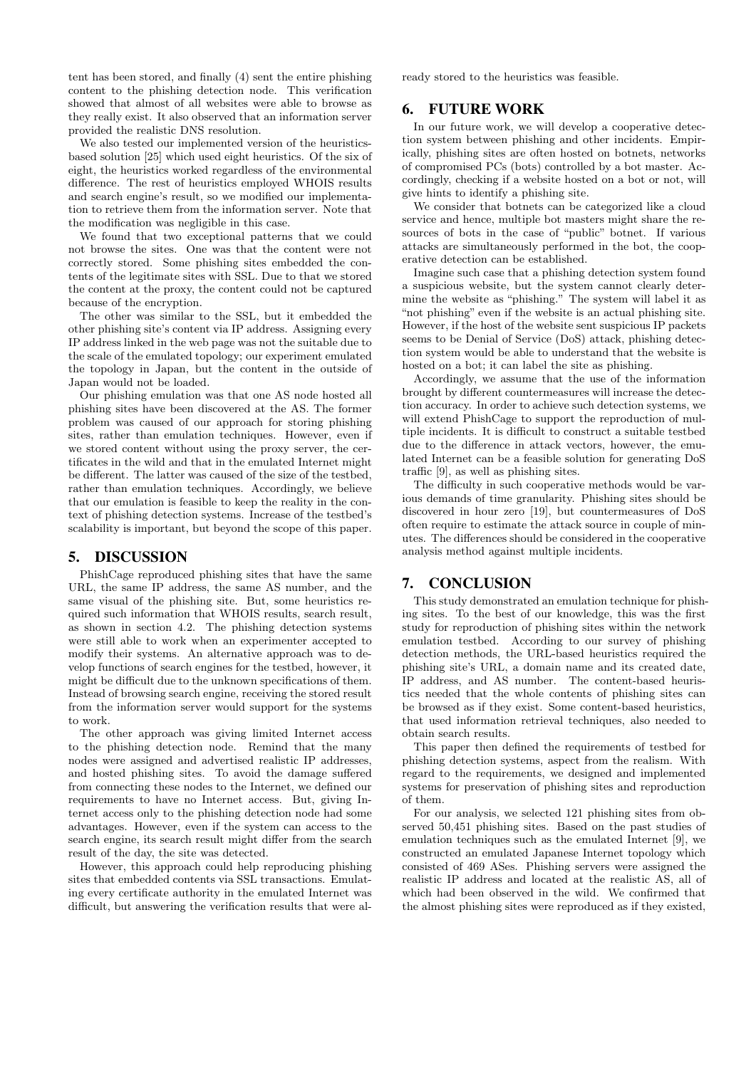tent has been stored, and finally (4) sent the entire phishing content to the phishing detection node. This verification showed that almost of all websites were able to browse as they really exist. It also observed that an information server provided the realistic DNS resolution.

We also tested our implemented version of the heuristics-based solution [25] which used eight heuristics. Of the six of eight, the heuristics worked regardless of the environmental difference. The rest of heuristics employed WHOIS results and search engine's result, so we modified our implementation to retrieve them from the information server. Note that the modification was negligible in this case.

We found that two exceptional patterns that we could not browse the sites. One was that the content were not correctly stored. Some phishing sites embedded the contents of the legitimate sites with SSL. Due to that we stored the content at the proxy, the content could not be captured because of the encryption.

The other was similar to the SSL, but it embedded the other phishing site's content via IP address. Assigning every IP address linked in the web page was not the suitable due to the scale of the emulated topology; our experiment emulated the topology in Japan, but the content in the outside of Japan would not be loaded.

Our phishing emulation was that one AS node hosted all phishing sites have been discovered at the AS. The former problem was caused of our approach for storing phishing sites, rather than emulation techniques. However, even if we stored content without using the proxy server, the certificates in the wild and that in the emulated Internet might be different. The latter was caused of the size of the testbed, rather than emulation techniques. Accordingly, we believe that our emulation is feasible to keep the reality in the context of phishing detection systems. Increase of the testbed's scalability is important, but beyond the scope of this paper.

## 5. DISCUSSION

PhishCage reproduced phishing sites that have the same URL, the same IP address, the same AS number, and the same visual of the phishing site. But, some heuristics required such information that WHOIS results, search result, as shown in section 4.2. The phishing detection systems were still able to work when an experimenter accepted to modify their systems. An alternative approach was to develop functions of search engines for the testbed, however, it might be difficult due to the unknown specifications of them. Instead of browsing search engine, receiving the stored result from the information server would support for the systems to work.

The other approach was giving limited Internet access to the phishing detection node. Remind that the many nodes were assigned and advertised realistic IP addresses, and hosted phishing sites. To avoid the damage suffered from connecting these nodes to the Internet, we defined our requirements to have no Internet access. But, giving Internet access only to the phishing detection node had some advantages. However, even if the system can access to the search engine, its search result might differ from the search result of the day, the site was detected.

However, this approach could help reproducing phishing sites that embedded contents via SSL transactions. Emulating every certificate authority in the emulated Internet was difficult, but answering the verification results that were already stored to the heuristics was feasible.

## 6. FUTURE WORK

In our future work, we will develop a cooperative detection system between phishing and other incidents. Empirically, phishing sites are often hosted on botnets, networks of compromised PCs (bots) controlled by a bot master. Accordingly, checking if a website hosted on a bot or not, will give hints to identify a phishing site.

We consider that botnets can be categorized like a cloud service and hence, multiple bot masters might share the resources of bots in the case of "public" botnet. If various attacks are simultaneously performed in the bot, the cooperative detection can be established.

Imagine such case that a phishing detection system found a suspicious website, but the system cannot clearly determine the website as "phishing." The system will label it as "not phishing" even if the website is an actual phishing site. However, if the host of the website sent suspicious IP packets seems to be Denial of Service (DoS) attack, phishing detection system would be able to understand that the website is hosted on a bot; it can label the site as phishing.

Accordingly, we assume that the use of the information brought by different countermeasures will increase the detection accuracy. In order to achieve such detection systems, we will extend PhishCage to support the reproduction of multiple incidents. It is difficult to construct a suitable testbed due to the difference in attack vectors, however, the emulated Internet can be a feasible solution for generating DoS traffic [9], as well as phishing sites.

The difficulty in such cooperative methods would be various demands of time granularity. Phishing sites should be discovered in hour zero [19], but countermeasures of DoS often require to estimate the attack source in couple of minutes. The differences should be considered in the cooperative analysis method against multiple incidents.

## 7. CONCLUSION

This study demonstrated an emulation technique for phishing sites. To the best of our knowledge, this was the first study for reproduction of phishing sites within the network emulation testbed. According to our survey of phishing detection methods, the URL-based heuristics required the phishing site's URL, a domain name and its created date, IP address, and AS number. The content-based heuristics needed that the whole contents of phishing sites can be browsed as if they exist. Some content-based heuristics, that used information retrieval techniques, also needed to obtain search results.

This paper then defined the requirements of testbed for phishing detection systems, aspect from the realism. With regard to the requirements, we designed and implemented systems for preservation of phishing sites and reproduction of them.

For our analysis, we selected 121 phishing sites from observed 50,451 phishing sites. Based on the past studies of emulation techniques such as the emulated Internet [9], we constructed an emulated Japanese Internet topology which consisted of 469 ASes. Phishing servers were assigned the realistic IP address and located at the realistic AS, all of which had been observed in the wild. We confirmed that the almost phishing sites were reproduced as if they existed,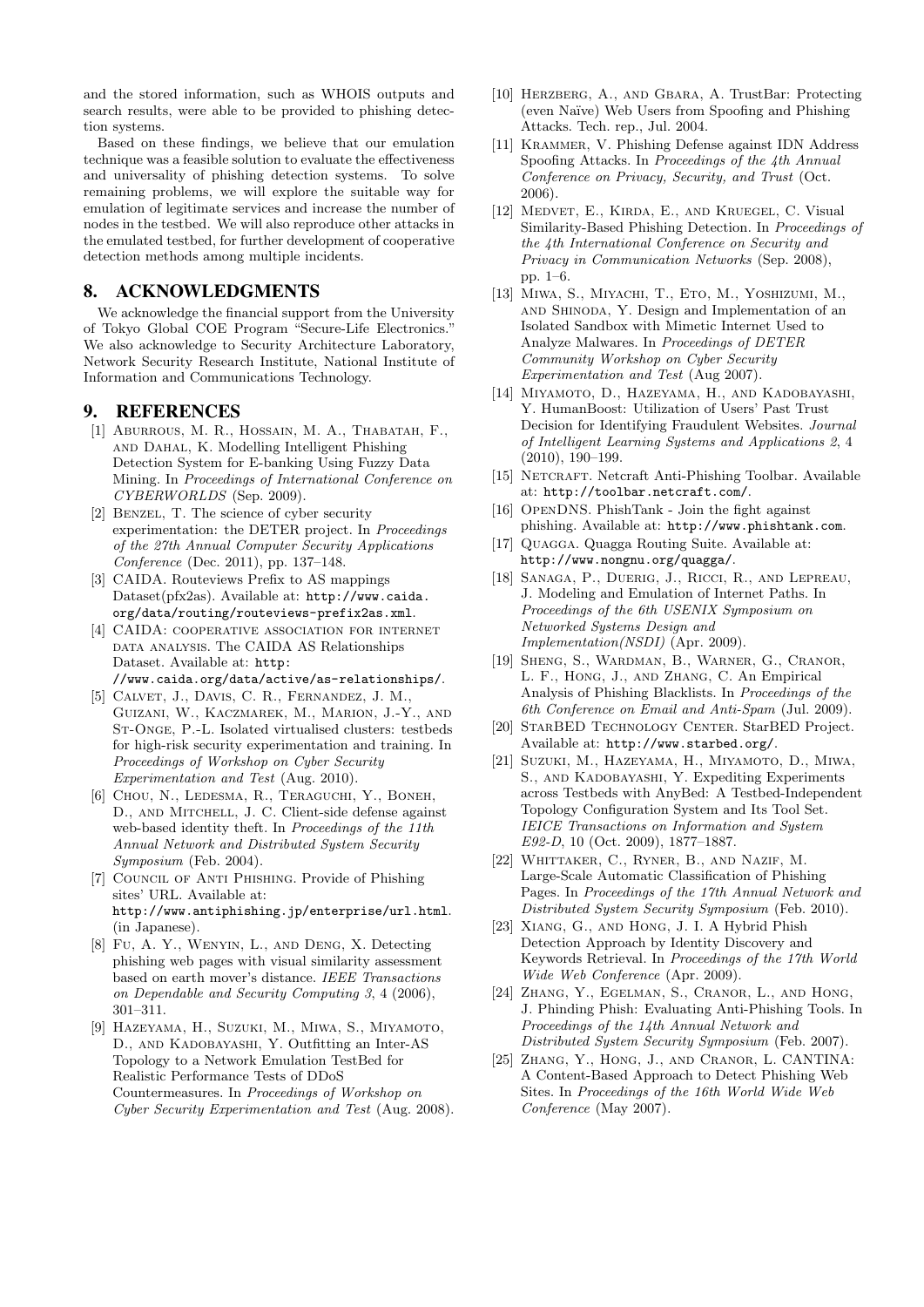and the stored information, such as WHOIS outputs and search results, were able to be provided to phishing detection systems.

Based on these findings, we believe that our emulation technique was a feasible solution to evaluate the effectiveness and universality of phishing detection systems. To solve remaining problems, we will explore the suitable way for emulation of legitimate services and increase the number of nodes in the testbed. We will also reproduce other attacks in the emulated testbed, for further development of cooperative detection methods among multiple incidents.

## 8. ACKNOWLEDGMENTS

We acknowledge the financial support from the University of Tokyo Global COE Program "Secure-Life Electronics." We also acknowledge to Security Architecture Laboratory, Network Security Research Institute, National Institute of Information and Communications Technology.

## 9. REFERENCES

[1] Aburrous, M. R., Hossain, M. A., Thabatah, F., and Dahal, K. Modelling Intelligent Phishing Detection System for E-banking Using Fuzzy Data Mining. In *Proceedings of International Conference on CYBERWORLDS* (Sep. 2009).

[2] Benzel, T. The science of cyber security experimentation: the DETER project. In *Proceedings of the 27th Annual Computer Security Applications Conference* (Dec. 2011), pp. 137–148.

[3] CAIDA. Routeviews Prefix to AS mappings Dataset(pfx2as). Available at: `http://www.caida.org/data/routing/routeviews-prefix2as.xml`.

[4] CAIDA: cooperative association for internet data analysis. The CAIDA AS Relationships Dataset. Available at: `http://www.caida.org/data/active/as-relationships/`.

[5] Calvet, J., Davis, C. R., Fernandez, J. M., Guizani, W., Kaczmarek, M., Marion, J.-Y., and St-Onge, P.-L. Isolated virtualised clusters: testbeds for high-risk security experimentation and training. In *Proceedings of Workshop on Cyber Security Experimentation and Test* (Aug. 2010).

[6] Chou, N., Ledesma, R., Teraguchi, Y., Boneh, D., and Mitchell, J. C. Client-side defense against web-based identity theft. In *Proceedings of the 11th Annual Network and Distributed System Security Symposium* (Feb. 2004).

[7] Council of Anti Phishing. Provide of Phishing sites' URL. Available at: `http://www.antiphishing.jp/enterprise/url.html`. (in Japanese).

[8] Fu, A. Y., Wenyin, L., and Deng, X. Detecting phishing web pages with visual similarity assessment based on earth mover's distance. *IEEE Transactions on Dependable and Security Computing 3*, 4 (2006), 301–311.

[9] Hazeyama, H., Suzuki, M., Miwa, S., Miyamoto, D., and Kadobayashi, Y. Outfitting an Inter-AS Topology to a Network Emulation TestBed for Realistic Performance Tests of DDoS Countermeasures. In *Proceedings of Workshop on Cyber Security Experimentation and Test* (Aug. 2008).

[10] Herzberg, A., and Gbara, A. TrustBar: Protecting (even Naïve) Web Users from Spoofing and Phishing Attacks. Tech. rep., Jul. 2004.

[11] Krammer, V. Phishing Defense against IDN Address Spoofing Attacks. In *Proceedings of the 4th Annual Conference on Privacy, Security, and Trust* (Oct. 2006).

[12] Medvet, E., Kirda, E., and Kruegel, C. Visual Similarity-Based Phishing Detection. In *Proceedings of the 4th International Conference on Security and Privacy in Communication Networks* (Sep. 2008), pp. 1–6.

[13] Miwa, S., Miyachi, T., Eto, M., Yoshizumi, M., and Shinoda, Y. Design and Implementation of an Isolated Sandbox with Mimetic Internet Used to Analyze Malwares. In *Proceedings of DETER Community Workshop on Cyber Security Experimentation and Test* (Aug 2007).

[14] Miyamoto, D., Hazeyama, H., and Kadobayashi, Y. HumanBoost: Utilization of Users' Past Trust Decision for Identifying Fraudulent Websites. *Journal of Intelligent Learning Systems and Applications 2*, 4 (2010), 190–199.

[15] Netcraft. Netcraft Anti-Phishing Toolbar. Available at: `http://toolbar.netcraft.com/`.

[16] OpenDNS. PhishTank - Join the fight against phishing. Available at: `http://www.phishtank.com`.

[17] Quagga. Quagga Routing Suite. Available at: `http://www.nongnu.org/quagga/`.

[18] Sanaga, P., Duerig, J., Ricci, R., and Lepreau, J. Modeling and Emulation of Internet Paths. In *Proceedings of the 6th USENIX Symposium on Networked Systems Design and Implementation(NSDI)* (Apr. 2009).

[19] Sheng, S., Wardman, B., Warner, G., Cranor, L. F., Hong, J., and Zhang, C. An Empirical Analysis of Phishing Blacklists. In *Proceedings of the 6th Conference on Email and Anti-Spam* (Jul. 2009).

[20] StarBED Technology Center. StarBED Project. Available at: `http://www.starbed.org/`.

[21] Suzuki, M., Hazeyama, H., Miyamoto, D., Miwa, S., and Kadobayashi, Y. Expediting Experiments across Testbeds with AnyBed: A Testbed-Independent Topology Configuration System and Its Tool Set. *IEICE Transactions on Information and System E92-D*, 10 (Oct. 2009), 1877–1887.

[22] Whittaker, C., Ryner, B., and Nazif, M. Large-Scale Automatic Classification of Phishing Pages. In *Proceedings of the 17th Annual Network and Distributed System Security Symposium* (Feb. 2010).

[23] Xiang, G., and Hong, J. I. A Hybrid Phish Detection Approach by Identity Discovery and Keywords Retrieval. In *Proceedings of the 17th World Wide Web Conference* (Apr. 2009).

[24] Zhang, Y., Egelman, S., Cranor, L., and Hong, J. Phinding Phish: Evaluating Anti-Phishing Tools. In *Proceedings of the 14th Annual Network and Distributed System Security Symposium* (Feb. 2007).

[25] Zhang, Y., Hong, J., and Cranor, L. CANTINA: A Content-Based Approach to Detect Phishing Web Sites. In *Proceedings of the 16th World Wide Web Conference* (May 2007).